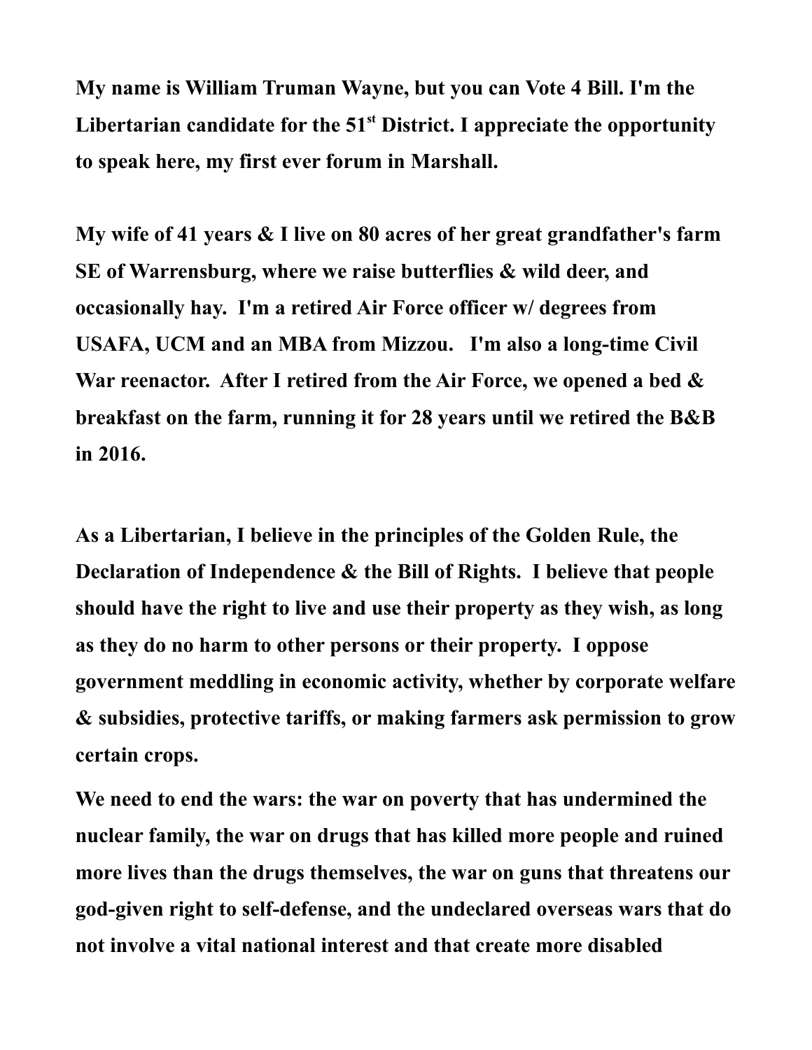**My name is William Truman Wayne, but you can Vote 4 Bill. I'm the Libertarian candidate for the 51st District. I appreciate the opportunity to speak here, my first ever forum in Marshall.**

**My wife of 41 years & I live on 80 acres of her great grandfather's farm SE of Warrensburg, where we raise butterflies & wild deer, and occasionally hay. I'm a retired Air Force officer w/ degrees from USAFA, UCM and an MBA from Mizzou. I'm also a long-time Civil War reenactor. After I retired from the Air Force, we opened a bed & breakfast on the farm, running it for 28 years until we retired the B&B in 2016.**

**As a Libertarian, I believe in the principles of the Golden Rule, the Declaration of Independence & the Bill of Rights. I believe that people should have the right to live and use their property as they wish, as long as they do no harm to other persons or their property. I oppose government meddling in economic activity, whether by corporate welfare & subsidies, protective tariffs, or making farmers ask permission to grow certain crops.**

**We need to end the wars: the war on poverty that has undermined the nuclear family, the war on drugs that has killed more people and ruined more lives than the drugs themselves, the war on guns that threatens our god-given right to self-defense, and the undeclared overseas wars that do not involve a vital national interest and that create more disabled**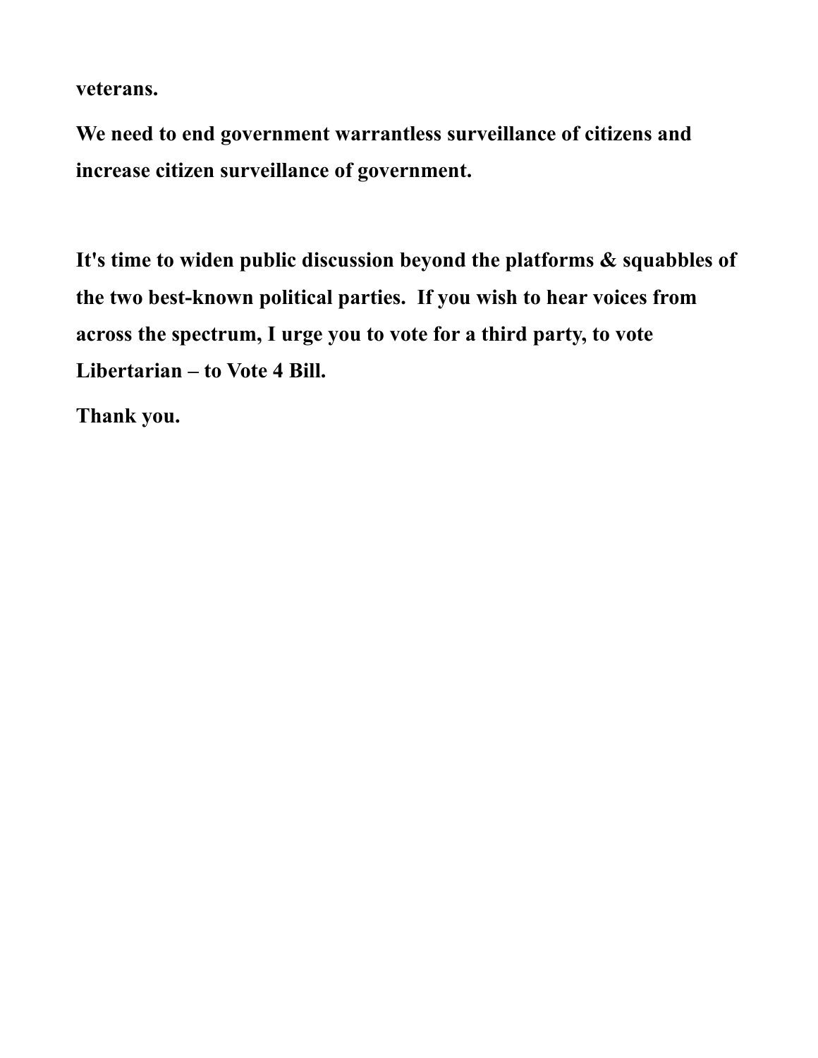**veterans.**

**We need to end government warrantless surveillance of citizens and increase citizen surveillance of government.**

**It's time to widen public discussion beyond the platforms & squabbles of the two best-known political parties. If you wish to hear voices from across the spectrum, I urge you to vote for a third party, to vote Libertarian – to Vote 4 Bill.**

**Thank you.**